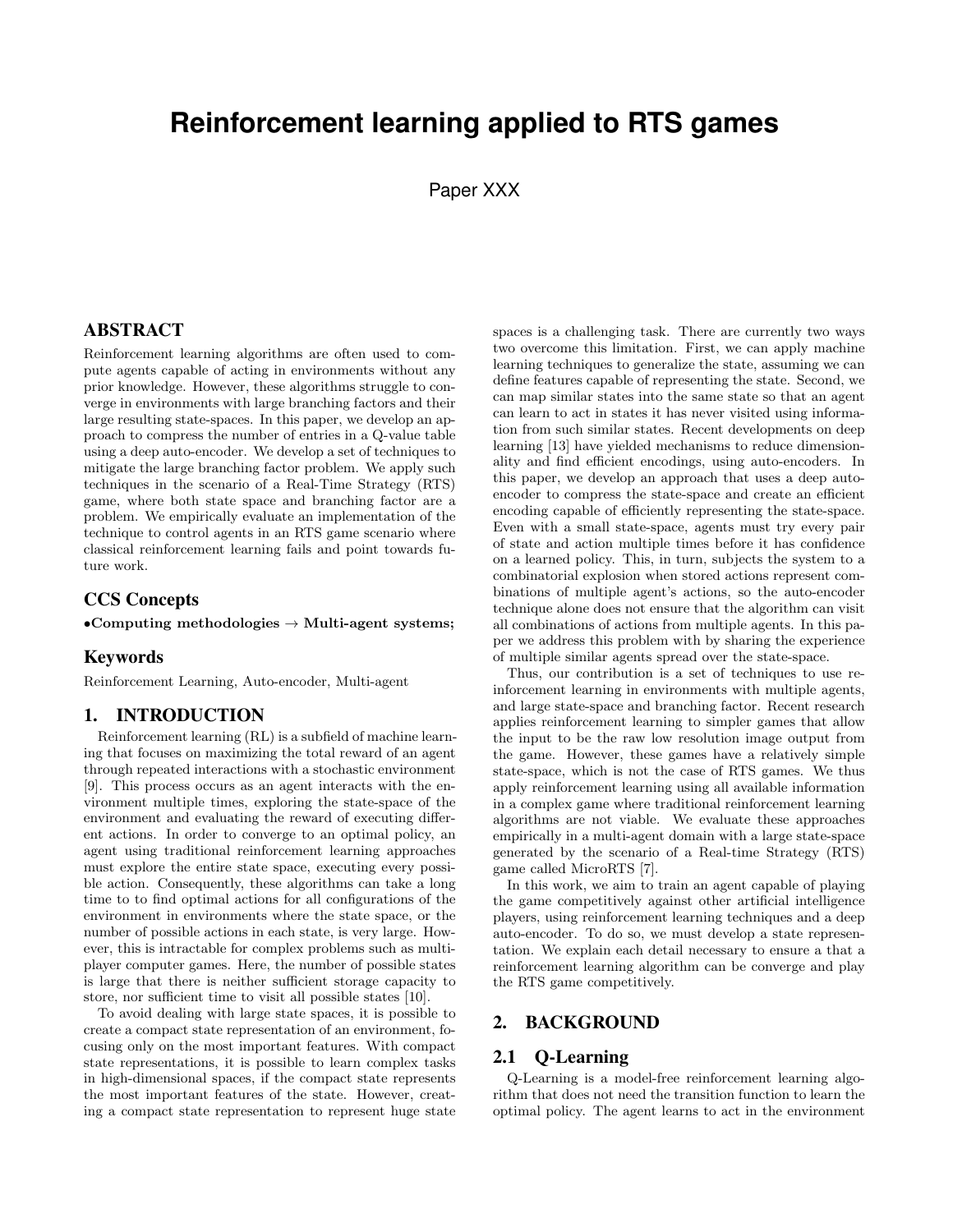# Reinforcement learning applied to RTS games

Paper XXX

## ABSTRACT

Reinforcement learning algorithms are often used to compute agents capable of acting in environments without any prior knowledge. However, these algorithms struggle to converge in environments with large branching factors and their large resulting state-spaces. In this paper, we develop an approach to compress the number of entries in a Q-value table using a deep auto-encoder. We develop a set of techniques to mitigate the large branching factor problem. We apply such techniques in the scenario of a Real-Time Strategy (RTS) game, where both state space and branching factor are a problem. We empirically evaluate an implementation of the technique to control agents in an RTS game scenario where classical reinforcement learning fails and point towards future work.

### CCS Concepts

•**Computing methodologies → Multi-agent systems;**

### Keywords

Reinforcement Learning, Auto-encoder, Multi-agent

## 1. INTRODUCTION

Reinforcement learning (RL) is a subfield of machine learning that focuses on maximizing the total reward of an agent through repeated interactions with a stochastic environment [9]. This process occurs as an agent interacts with the environment multiple times, exploring the state-space of the environment and evaluating the reward of executing different actions. In order to converge to an optimal policy, an agent using traditional reinforcement learning approaches must explore the entire state space, executing every possible action. Consequently, these algorithms can take a long time to to find optimal actions for all configurations of the environment in environments where the state space, or the number of possible actions in each state, is very large. However, this is intractable for complex problems such as multi-player computer games. Here, the number of possible states is large that there is neither sufficient storage capacity to store, nor sufficient time to visit all possible states [10].

To avoid dealing with large state spaces, it is possible to create a compact state representation of an environment, focusing only on the most important features. With compact state representations, it is possible to learn complex tasks in high-dimensional spaces, if the compact state represents the most important features of the state. However, creating a compact state representation to represent huge state spaces is a challenging task. There are currently two ways two overcome this limitation. First, we can apply machine learning techniques to generalize the state, assuming we can define features capable of representing the state. Second, we can map similar states into the same state so that an agent can learn to act in states it has never visited using information from such similar states. Recent developments on deep learning [13] have yielded mechanisms to reduce dimensionality and find efficient encodings, using auto-encoders. In this paper, we develop an approach that uses a deep auto-encoder to compress the state-space and create an efficient encoding capable of efficiently representing the state-space. Even with a small state-space, agents must try every pair of state and action multiple times before it has confidence on a learned policy. This, in turn, subjects the system to a combinatorial explosion when stored actions represent combinations of multiple agent's actions, so the auto-encoder technique alone does not ensure that the algorithm can visit all combinations of actions from multiple agents. In this paper we address this problem with by sharing the experience of multiple similar agents spread over the state-space.

Thus, our contribution is a set of techniques to use reinforcement learning in environments with multiple agents, and large state-space and branching factor. Recent research applies reinforcement learning to simpler games that allow the input to be the raw low resolution image output from the game. However, these games have a relatively simple state-space, which is not the case of RTS games. We thus apply reinforcement learning using all available information in a complex game where traditional reinforcement learning algorithms are not viable. We evaluate these approaches empirically in a multi-agent domain with a large state-space generated by the scenario of a Real-time Strategy (RTS) game called MicroRTS [7].

In this work, we aim to train an agent capable of playing the game competitively against other artificial intelligence players, using reinforcement learning techniques and a deep auto-encoder. To do so, we must develop a state representation. We explain each detail necessary to ensure a that a reinforcement learning algorithm can be converge and play the RTS game competitively.

## 2. BACKGROUND

### 2.1 Q-Learning

Q-Learning is a model-free reinforcement learning algorithm that does not need the transition function to learn the optimal policy. The agent learns to act in the environment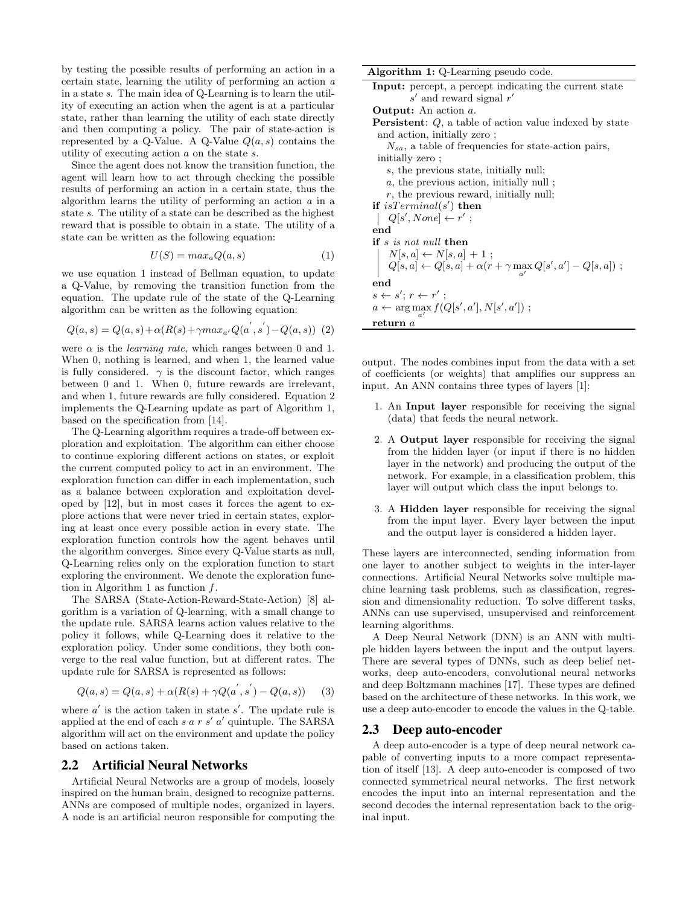by testing the possible results of performing an action in a certain state, learning the utility of performing an action $a$ in a state $s$. The main idea of Q-Learning is to learn the utility of executing an action when the agent is at a particular state, rather than learning the utility of each state directly and then computing a policy. The pair of state-action is represented by a Q-Value. A Q-Value $Q(a, s)$ contains the utility of executing action $a$ on the state $s$.

Since the agent does not know the transition function, the agent will learn how to act through checking the possible results of performing an action in a certain state, thus the algorithm learns the utility of performing an action $a$ in a state $s$. The utility of a state can be described as the highest reward that is possible to obtain in a state. The utility of a state can be written as the following equation:

$$U(S) = max_a Q(a, s) \quad (1)$$

we use equation 1 instead of Bellman equation, to update a Q-Value, by removing the transition function from the equation. The update rule of the state of the Q-Learning algorithm can be written as the following equation:

$$Q(a, s) = Q(a, s) + \alpha(R(s) + \gamma max_{a'} Q(a', s') - Q(a, s)) \quad (2)$$

were $\alpha$ is the *learning rate*, which ranges between 0 and 1. When 0, nothing is learned, and when 1, the learned value is fully considered. $\gamma$ is the discount factor, which ranges between 0 and 1. When 0, future rewards are irrelevant, and when 1, future rewards are fully considered. Equation 2 implements the Q-Learning update as part of Algorithm 1, based on the specification from [14].

The Q-Learning algorithm requires a trade-off between exploration and exploitation. The algorithm can either choose to continue exploring different actions on states, or exploit the current computed policy to act in an environment. The exploration function can differ in each implementation, such as a balance between exploration and exploitation developed by [12], but in most cases it forces the agent to explore actions that were never tried in certain states, exploring at least once every possible action in every state. The exploration function controls how the agent behaves until the algorithm converges. Since every Q-Value starts as null, Q-Learning relies only on the exploration function to start exploring the environment. We denote the exploration function in Algorithm 1 as function $f$.

The SARSA (State-Action-Reward-State-Action) [8] algorithm is a variation of Q-learning, with a small change to the update rule. SARSA learns action values relative to the policy it follows, while Q-Learning does it relative to the exploration policy. Under some conditions, they both converge to the real value function, but at different rates. The update rule for SARSA is represented as follows:

$$Q(a, s) = Q(a, s) + \alpha(R(s) + \gamma Q(a', s') - Q(a, s)) \quad (3)$$

where $a'$ is the action taken in state $s'$. The update rule is applied at the end of each $s\ a\ r\ s'\ a'$ quintuple. The SARSA algorithm will act on the environment and update the policy based on actions taken.

**Algorithm 1:** Q-Learning pseudo code.

```
Input: percept, a percept indicating the current state
       s' and reward signal r'
Output: An action a.
Persistent: Q, a table of action value indexed by state
 and action, initially zero ;
   N_sa, a table of frequencies for state-action pairs,
 initially zero ;
   s, the previous state, initially null;
   a, the previous action, initially null ;
   r, the previous reward, initially null;
if isTerminal(s') then
 |  Q[s', None] ← r' ;
end
if s is not null then
 |  N[s, a] ← N[s, a] + 1 ;
 |  Q[s, a] ← Q[s, a] + α(r + γ max_a' Q[s', a'] − Q[s, a]) ;
end
s ← s'; r ← r' ;
a ← arg max_a' f(Q[s', a'], N[s', a']) ;
return a
```

## 2.2 Artificial Neural Networks

Artificial Neural Networks are a group of models, loosely inspired on the human brain, designed to recognize patterns. ANNs are composed of multiple nodes, organized in layers. A node is an artificial neuron responsible for computing the output. The nodes combines input from the data with a set of coefficients (or weights) that amplifies our suppress an input. An ANN contains three types of layers [1]:

1. An **Input layer** responsible for receiving the signal (data) that feeds the neural network.
2. A **Output layer** responsible for receiving the signal from the hidden layer (or input if there is no hidden layer in the network) and producing the output of the network. For example, in a classification problem, this layer will output which class the input belongs to.
3. A **Hidden layer** responsible for receiving the signal from the input layer. Every layer between the input and the output layer is considered a hidden layer.

These layers are interconnected, sending information from one layer to another subject to weights in the inter-layer connections. Artificial Neural Networks solve multiple machine learning task problems, such as classification, regression and dimensionality reduction. To solve different tasks, ANNs can use supervised, unsupervised and reinforcement learning algorithms.

A Deep Neural Network (DNN) is an ANN with multiple hidden layers between the input and the output layers. There are several types of DNNs, such as deep belief networks, deep auto-encoders, convolutional neural networks and deep Boltzmann machines [17]. These types are defined based on the architecture of these networks. In this work, we use a deep auto-encoder to encode the values in the Q-table.

## 2.3 Deep auto-encoder

A deep auto-encoder is a type of deep neural network capable of converting inputs to a more compact representation of itself [13]. A deep auto-encoder is composed of two connected symmetrical neural networks. The first network encodes the input into an internal representation and the second decodes the internal representation back to the original input.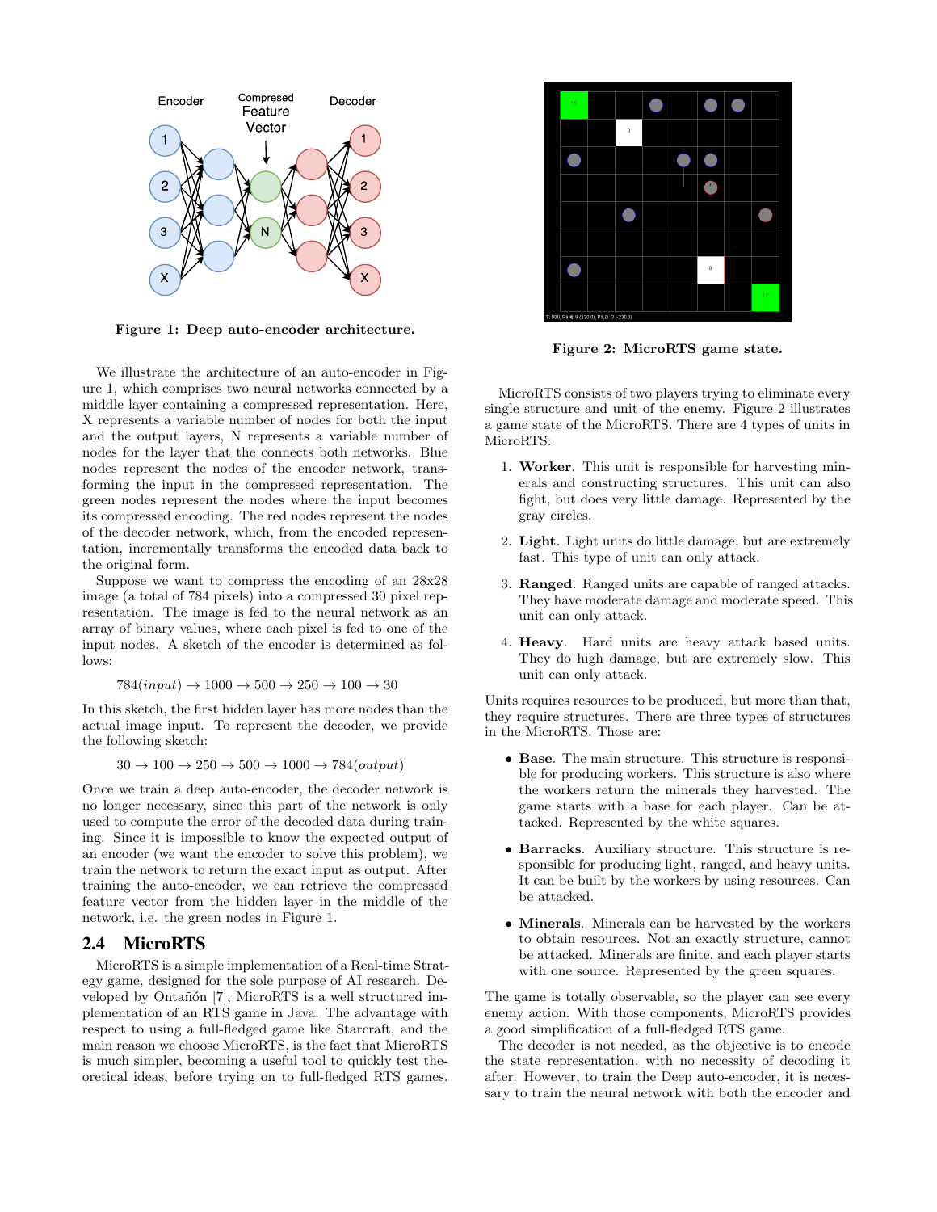**Figure 1: Deep auto-encoder architecture.**

We illustrate the architecture of an auto-encoder in Figure 1, which comprises two neural networks connected by a middle layer containing a compressed representation. Here, X represents a variable number of nodes for both the input and the output layers, N represents a variable number of nodes for the layer that the connects both networks. Blue nodes represent the nodes of the encoder network, transforming the input in the compressed representation. The green nodes represent the nodes where the input becomes its compressed encoding. The red nodes represent the nodes of the decoder network, which, from the encoded representation, incrementally transforms the encoded data back to the original form.

Suppose we want to compress the encoding of an 28x28 image (a total of 784 pixels) into a compressed 30 pixel representation. The image is fed to the neural network as an array of binary values, where each pixel is fed to one of the input nodes. A sketch of the encoder is determined as follows:

$$784(input) \rightarrow 1000 \rightarrow 500 \rightarrow 250 \rightarrow 100 \rightarrow 30$$

In this sketch, the first hidden layer has more nodes than the actual image input. To represent the decoder, we provide the following sketch:

$$30 \rightarrow 100 \rightarrow 250 \rightarrow 500 \rightarrow 1000 \rightarrow 784(output)$$

Once we train a deep auto-encoder, the decoder network is no longer necessary, since this part of the network is only used to compute the error of the decoded data during training. Since it is impossible to know the expected output of an encoder (we want the encoder to solve this problem), we train the network to return the exact input as output. After training the auto-encoder, we can retrieve the compressed feature vector from the hidden layer in the middle of the network, i.e. the green nodes in Figure 1.

## 2.4 MicroRTS

MicroRTS is a simple implementation of a Real-time Strategy game, designed for the sole purpose of AI research. Developed by Ontañón [7], MicroRTS is a well structured implementation of an RTS game in Java. The advantage with respect to using a full-fledged game like Starcraft, and the main reason we choose MicroRTS, is the fact that MicroRTS is much simpler, becoming a useful tool to quickly test theoretical ideas, before trying on to full-fledged RTS games.

**Figure 2: MicroRTS game state.**

MicroRTS consists of two players trying to eliminate every single structure and unit of the enemy. Figure 2 illustrates a game state of the MicroRTS. There are 4 types of units in MicroRTS:

1. **Worker**. This unit is responsible for harvesting minerals and constructing structures. This unit can also fight, but does very little damage. Represented by the gray circles.
2. **Light**. Light units do little damage, but are extremely fast. This type of unit can only attack.
3. **Ranged**. Ranged units are capable of ranged attacks. They have moderate damage and moderate speed. This unit can only attack.
4. **Heavy**. Hard units are heavy attack based units. They do high damage, but are extremely slow. This unit can only attack.

Units requires resources to be produced, but more than that, they require structures. There are three types of structures in the MicroRTS. Those are:

- **Base**. The main structure. This structure is responsible for producing workers. This structure is also where the workers return the minerals they harvested. The game starts with a base for each player. Can be attacked. Represented by the white squares.
- **Barracks**. Auxiliary structure. This structure is responsible for producing light, ranged, and heavy units. It can be built by the workers by using resources. Can be attacked.
- **Minerals**. Minerals can be harvested by the workers to obtain resources. Not an exactly structure, cannot be attacked. Minerals are finite, and each player starts with one source. Represented by the green squares.

The game is totally observable, so the player can see every enemy action. With those components, MicroRTS provides a good simplification of a full-fledged RTS game.

The decoder is not needed, as the objective is to encode the state representation, with no necessity of decoding it after. However, to train the Deep auto-encoder, it is necessary to train the neural network with both the encoder and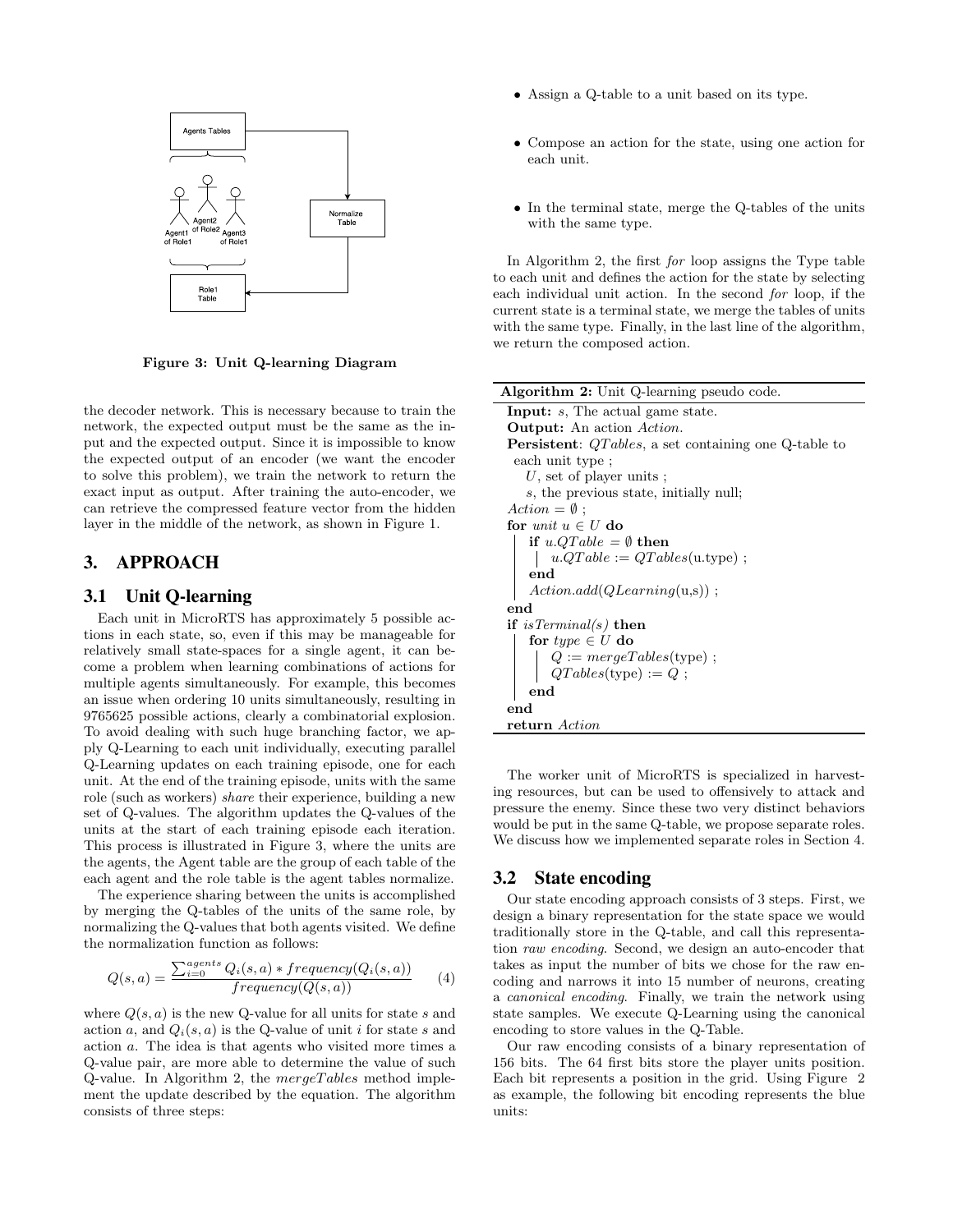Figure 3: Unit Q-learning Diagram

the decoder network. This is necessary because to train the network, the expected output must be the same as the input and the expected output. Since it is impossible to know the expected output of an encoder (we want the encoder to solve this problem), we train the network to return the exact input as output. After training the auto-encoder, we can retrieve the compressed feature vector from the hidden layer in the middle of the network, as shown in Figure 1.

## 3. APPROACH

### 3.1 Unit Q-learning

Each unit in MicroRTS has approximately 5 possible actions in each state, so, even if this may be manageable for relatively small state-spaces for a single agent, it can become a problem when learning combinations of actions for multiple agents simultaneously. For example, this becomes an issue when ordering 10 units simultaneously, resulting in 9765625 possible actions, clearly a combinatorial explosion. To avoid dealing with such huge branching factor, we apply Q-Learning to each unit individually, executing parallel Q-Learning updates on each training episode, one for each unit. At the end of the training episode, units with the same role (such as workers) *share* their experience, building a new set of Q-values. The algorithm updates the Q-values of the units at the start of each training episode each iteration. This process is illustrated in Figure 3, where the units are the agents, the Agent table are the group of each table of the each agent and the role table is the agent tables normalize.

The experience sharing between the units is accomplished by merging the Q-tables of the units of the same role, by normalizing the Q-values that both agents visited. We define the normalization function as follows:

$$Q(s,a) = \frac{\sum_{i=0}^{agents} Q_i(s,a) * frequency(Q_i(s,a))}{frequency(Q(s,a))} \quad (4)$$

where $Q(s,a)$ is the new Q-value for all units for state $s$ and action $a$, and $Q_i(s,a)$ is the Q-value of unit $i$ for state $s$ and action $a$. The idea is that agents who visited more times a Q-value pair, are more able to determine the value of such Q-value. In Algorithm 2, the *mergeTables* method implement the update described by the equation. The algorithm consists of three steps:

- Assign a Q-table to a unit based on its type.
- Compose an action for the state, using one action for each unit.
- In the terminal state, merge the Q-tables of the units with the same type.

In Algorithm 2, the first *for* loop assigns the Type table to each unit and defines the action for the state by selecting each individual unit action. In the second *for* loop, if the current state is a terminal state, we merge the tables of units with the same type. Finally, in the last line of the algorithm, we return the composed action.

**Algorithm 2:** Unit Q-learning pseudo code.

```
Input: s, The actual game state.
Output: An action Action.
Persistent: QTables, a set containing one Q-table to
  each unit type ;
    U, set of player units ;
    s, the previous state, initially null;
Action = ∅ ;
for unit u ∈ U do
    if u.QTable = ∅ then
        u.QTable := QTables(u.type) ;
    end
    Action.add(QLearning(u,s)) ;
end
if isTerminal(s) then
    for type ∈ U do
        Q := mergeTables(type) ;
        QTables(type) := Q ;
    end
end
return Action
```

The worker unit of MicroRTS is specialized in harvesting resources, but can be used to offensively to attack and pressure the enemy. Since these two very distinct behaviors would be put in the same Q-table, we propose separate roles. We discuss how we implemented separate roles in Section 4.

### 3.2 State encoding

Our state encoding approach consists of 3 steps. First, we design a binary representation for the state space we would traditionally store in the Q-table, and call this representation *raw encoding*. Second, we design an auto-encoder that takes as input the number of bits we chose for the raw encoding and narrows it into 15 number of neurons, creating a *canonical encoding*. Finally, we train the network using state samples. We execute Q-Learning using the canonical encoding to store values in the Q-Table.

Our raw encoding consists of a binary representation of 156 bits. The 64 first bits store the player units position. Each bit represents a position in the grid. Using Figure 2 as example, the following bit encoding represents the blue units: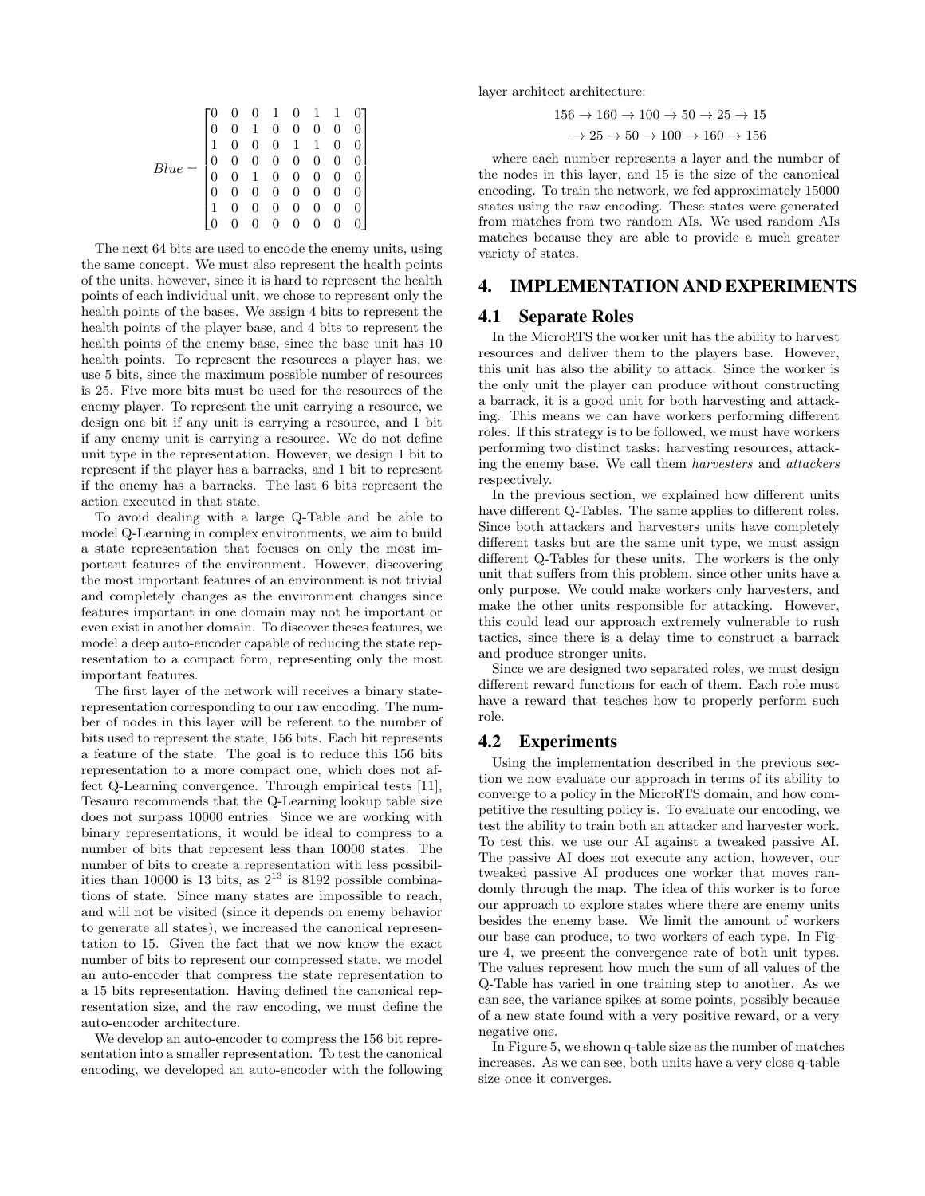$$Blue = \begin{bmatrix} 0 & 0 & 0 & 1 & 0 & 1 & 1 & 0 \\ 0 & 0 & 1 & 0 & 0 & 0 & 0 & 0 \\ 1 & 0 & 0 & 0 & 1 & 1 & 0 & 0 \\ 0 & 0 & 0 & 0 & 0 & 0 & 0 & 0 \\ 0 & 0 & 1 & 0 & 0 & 0 & 0 & 0 \\ 0 & 0 & 0 & 0 & 0 & 0 & 0 & 0 \\ 1 & 0 & 0 & 0 & 0 & 0 & 0 & 0 \\ 0 & 0 & 0 & 0 & 0 & 0 & 0 & 0 \end{bmatrix}$$

The next 64 bits are used to encode the enemy units, using the same concept. We must also represent the health points of the units, however, since it is hard to represent the health points of each individual unit, we chose to represent only the health points of the bases. We assign 4 bits to represent the health points of the player base, and 4 bits to represent the health points of the enemy base, since the base unit has 10 health points. To represent the resources a player has, we use 5 bits, since the maximum possible number of resources is 25. Five more bits must be used for the resources of the enemy player. To represent the unit carrying a resource, we design one bit if any unit is carrying a resource, and 1 bit if any enemy unit is carrying a resource. We do not define unit type in the representation. However, we design 1 bit to represent if the player has a barracks, and 1 bit to represent if the enemy has a barracks. The last 6 bits represent the action executed in that state.

To avoid dealing with a large Q-Table and be able to model Q-Learning in complex environments, we aim to build a state representation that focuses on only the most important features of the environment. However, discovering the most important features of an environment is not trivial and completely changes as the environment changes since features important in one domain may not be important or even exist in another domain. To discover theses features, we model a deep auto-encoder capable of reducing the state representation to a compact form, representing only the most important features.

The first layer of the network will receives a binary state-representation corresponding to our raw encoding. The number of nodes in this layer will be referent to the number of bits used to represent the state, 156 bits. Each bit represents a feature of the state. The goal is to reduce this 156 bits representation to a more compact one, which does not affect Q-Learning convergence. Through empirical tests [11], Tesauro recommends that the Q-Learning lookup table size does not surpass 10000 entries. Since we are working with binary representations, it would be ideal to compress to a number of bits that represent less than 10000 states. The number of bits to create a representation with less possibilities than 10000 is 13 bits, as $2^{13}$ is 8192 possible combinations of state. Since many states are impossible to reach, and will not be visited (since it depends on enemy behavior to generate all states), we increased the canonical representation to 15. Given the fact that we now know the exact number of bits to represent our compressed state, we model an auto-encoder that compress the state representation to a 15 bits representation. Having defined the canonical representation size, and the raw encoding, we must define the auto-encoder architecture.

We develop an auto-encoder to compress the 156 bit representation into a smaller representation. To test the canonical encoding, we developed an auto-encoder with the following layer architect architecture:

$$156 \rightarrow 160 \rightarrow 100 \rightarrow 50 \rightarrow 25 \rightarrow 15$$
$$\rightarrow 25 \rightarrow 50 \rightarrow 100 \rightarrow 160 \rightarrow 156$$

where each number represents a layer and the number of the nodes in this layer, and 15 is the size of the canonical encoding. To train the network, we fed approximately 15000 states using the raw encoding. These states were generated from matches from two random AIs. We used random AIs matches because they are able to provide a much greater variety of states.

# 4. IMPLEMENTATION AND EXPERIMENTS

## 4.1 Separate Roles

In the MicroRTS the worker unit has the ability to harvest resources and deliver them to the players base. However, this unit has also the ability to attack. Since the worker is the only unit the player can produce without constructing a barrack, it is a good unit for both harvesting and attacking. This means we can have workers performing different roles. If this strategy is to be followed, we must have workers performing two distinct tasks: harvesting resources, attacking the enemy base. We call them *harvesters* and *attackers* respectively.

In the previous section, we explained how different units have different Q-Tables. The same applies to different roles. Since both attackers and harvesters units have completely different tasks but are the same unit type, we must assign different Q-Tables for these units. The workers is the only unit that suffers from this problem, since other units have a only purpose. We could make workers only harvesters, and make the other units responsible for attacking. However, this could lead our approach extremely vulnerable to rush tactics, since there is a delay time to construct a barrack and produce stronger units.

Since we are designed two separated roles, we must design different reward functions for each of them. Each role must have a reward that teaches how to properly perform such role.

## 4.2 Experiments

Using the implementation described in the previous section we now evaluate our approach in terms of its ability to converge to a policy in the MicroRTS domain, and how competitive the resulting policy is. To evaluate our encoding, we test the ability to train both an attacker and harvester work. To test this, we use our AI against a tweaked passive AI. The passive AI does not execute any action, however, our tweaked passive AI produces one worker that moves randomly through the map. The idea of this worker is to force our approach to explore states where there are enemy units besides the enemy base. We limit the amount of workers our base can produce, to two workers of each type. In Figure 4, we present the convergence rate of both unit types. The values represent how much the sum of all values of the Q-Table has varied in one training step to another. As we can see, the variance spikes at some points, possibly because of a new state found with a very positive reward, or a very negative one.

In Figure 5, we shown q-table size as the number of matches increases. As we can see, both units have a very close q-table size once it converges.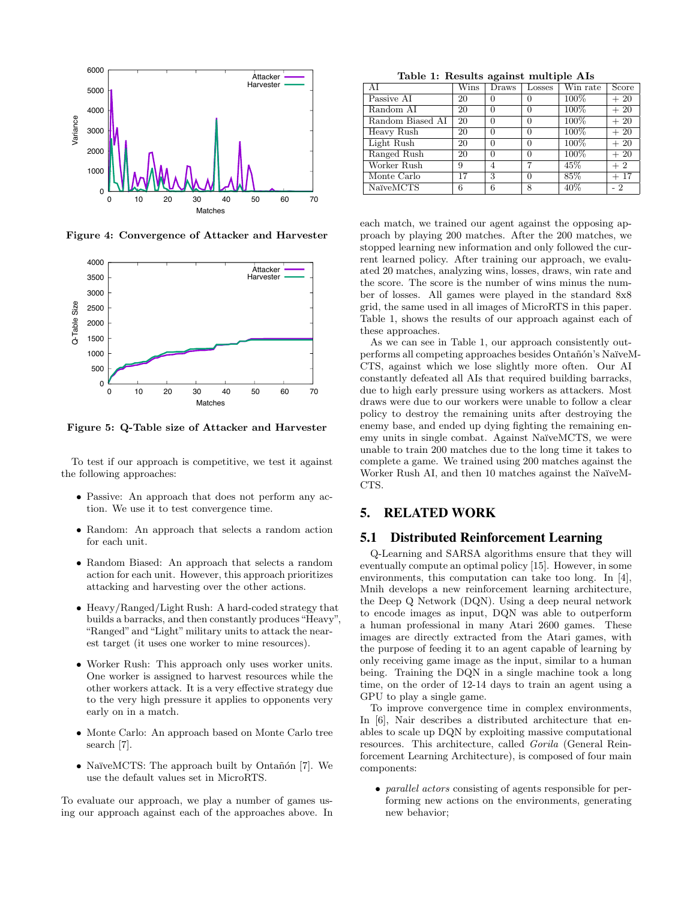Figure 4: Convergence of Attacker and Harvester

Figure 5: Q-Table size of Attacker and Harvester

To test if our approach is competitive, we test it against the following approaches:

- Passive: An approach that does not perform any action. We use it to test convergence time.
- Random: An approach that selects a random action for each unit.
- Random Biased: An approach that selects a random action for each unit. However, this approach prioritizes attacking and harvesting over the other actions.
- Heavy/Ranged/Light Rush: A hard-coded strategy that builds a barracks, and then constantly produces "Heavy", "Ranged" and "Light" military units to attack the nearest target (it uses one worker to mine resources).
- Worker Rush: This approach only uses worker units. One worker is assigned to harvest resources while the other workers attack. It is a very effective strategy due to the very high pressure it applies to opponents very early on in a match.
- Monte Carlo: An approach based on Monte Carlo tree search [7].
- NaïveMCTS: The approach built by Ontañón [7]. We use the default values set in MicroRTS.

To evaluate our approach, we play a number of games using our approach against each of the approaches above. In each match, we trained our agent against the opposing approach by playing 200 matches. After the 200 matches, we stopped learning new information and only followed the current learned policy. After training our approach, we evaluated 20 matches, analyzing wins, losses, draws, win rate and the score. The score is the number of wins minus the number of losses. All games were played in the standard 8x8 grid, the same used in all images of MicroRTS in this paper. Table 1, shows the results of our approach against each of these approaches.

**Table 1: Results against multiple AIs**

| AI | Wins | Draws | Losses | Win rate | Score |
|---|---|---|---|---|---|
| Passive AI | 20 | 0 | 0 | 100% | + 20 |
| Random AI | 20 | 0 | 0 | 100% | + 20 |
| Random Biased AI | 20 | 0 | 0 | 100% | + 20 |
| Heavy Rush | 20 | 0 | 0 | 100% | + 20 |
| Light Rush | 20 | 0 | 0 | 100% | + 20 |
| Ranged Rush | 20 | 0 | 0 | 100% | + 20 |
| Worker Rush | 9 | 4 | 7 | 45% | + 2 |
| Monte Carlo | 17 | 3 | 0 | 85% | + 17 |
| NaïveMCTS | 6 | 6 | 8 | 40% | - 2 |

As we can see in Table 1, our approach consistently outperforms all competing approaches besides Ontañón's NaïveMCTS, against which we lose slightly more often. Our AI constantly defeated all AIs that required building barracks, due to high early pressure using workers as attackers. Most draws were due to our workers were unable to follow a clear policy to destroy the remaining units after destroying the enemy base, and ended up dying fighting the remaining enemy units in single combat. Against NaïveMCTS, we were unable to train 200 matches due to the long time it takes to complete a game. We trained using 200 matches against the Worker Rush AI, and then 10 matches against the NaïveMCTS.

# 5. RELATED WORK

## 5.1 Distributed Reinforcement Learning

Q-Learning and SARSA algorithms ensure that they will eventually compute an optimal policy [15]. However, in some environments, this computation can take too long. In [4], Mnih develops a new reinforcement learning architecture, the Deep Q Network (DQN). Using a deep neural network to encode images as input, DQN was able to outperform a human professional in many Atari 2600 games. These images are directly extracted from the Atari games, with the purpose of feeding it to an agent capable of learning by only receiving game image as the input, similar to a human being. Training the DQN in a single machine took a long time, on the order of 12-14 days to train an agent using a GPU to play a single game.

To improve convergence time in complex environments, In [6], Nair describes a distributed architecture that enables to scale up DQN by exploiting massive computational resources. This architecture, called *Gorila* (General Reinforcement Learning Architecture), is composed of four main components:

- *parallel actors* consisting of agents responsible for performing new actions on the environments, generating new behavior;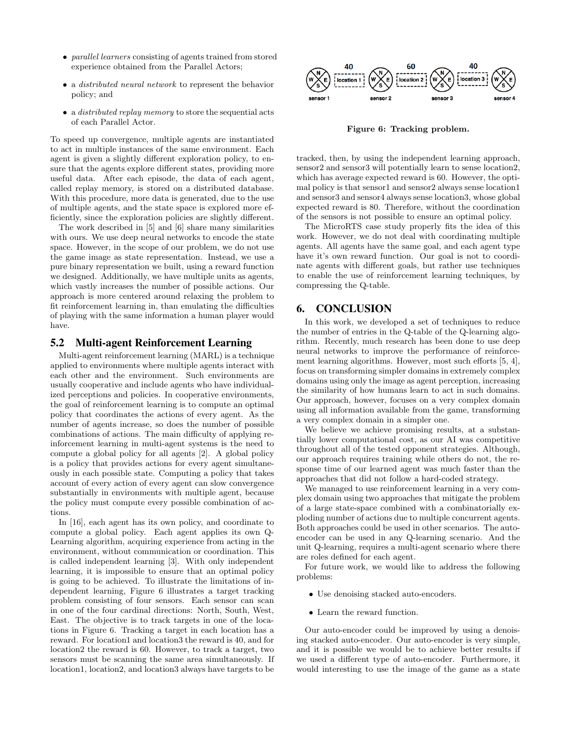- *parallel learners* consisting of agents trained from stored experience obtained from the Parallel Actors;
- a *distributed neural network* to represent the behavior policy; and
- a *distributed replay memory* to store the sequential acts of each Parallel Actor.

To speed up convergence, multiple agents are instantiated to act in multiple instances of the same environment. Each agent is given a slightly different exploration policy, to ensure that the agents explore different states, providing more useful data. After each episode, the data of each agent, called replay memory, is stored on a distributed database. With this procedure, more data is generated, due to the use of multiple agents, and the state space is explored more efficiently, since the exploration policies are slightly different.

The work described in [5] and [6] share many similarities with ours. We use deep neural networks to encode the state space. However, in the scope of our problem, we do not use the game image as state representation. Instead, we use a pure binary representation we built, using a reward function we designed. Additionally, we have multiple units as agents, which vastly increases the number of possible actions. Our approach is more centered around relaxing the problem to fit reinforcement learning in, than emulating the difficulties of playing with the same information a human player would have.

## 5.2 Multi-agent Reinforcement Learning

Multi-agent reinforcement learning (MARL) is a technique applied to environments where multiple agents interact with each other and the environment. Such environments are usually cooperative and include agents who have individualized perceptions and policies. In cooperative environments, the goal of reinforcement learning is to compute an optimal policy that coordinates the actions of every agent. As the number of agents increase, so does the number of possible combinations of actions. The main difficulty of applying reinforcement learning in multi-agent systems is the need to compute a global policy for all agents [2]. A global policy is a policy that provides actions for every agent simultaneously in each possible state. Computing a policy that takes account of every action of every agent can slow convergence substantially in environments with multiple agent, because the policy must compute every possible combination of actions.

In [16], each agent has its own policy, and coordinate to compute a global policy. Each agent applies its own Q-Learning algorithm, acquiring experience from acting in the environment, without communication or coordination. This is called independent learning [3]. With only independent learning, it is impossible to ensure that an optimal policy is going to be achieved. To illustrate the limitations of independent learning, Figure 6 illustrates a target tracking problem consisting of four sensors. Each sensor can scan in one of the four cardinal directions: North, South, West, East. The objective is to track targets in one of the locations in Figure 6. Tracking a target in each location has a reward. For location1 and location3 the reward is 40, and for location2 the reward is 60. However, to track a target, two sensors must be scanning the same area simultaneously. If location1, location2, and location3 always have targets to be tracked, then, by using the independent learning approach, sensor2 and sensor3 will potentially learn to sense location2, which has average expected reward is 60. However, the optimal policy is that sensor1 and sensor2 always sense location1 and sensor3 and sensor4 always sense location3, whose global expected reward is 80. Therefore, without the coordination of the sensors is not possible to ensure an optimal policy.

**Figure 6: Tracking problem.**

The MicroRTS case study properly fits the idea of this work. However, we do not deal with coordinating multiple agents. All agents have the same goal, and each agent type have it's own reward function. Our goal is not to coordinate agents with different goals, but rather use techniques to enable the use of reinforcement learning techniques, by compressing the Q-table.

# 6. CONCLUSION

In this work, we developed a set of techniques to reduce the number of entries in the Q-table of the Q-learning algorithm. Recently, much research has been done to use deep neural networks to improve the performance of reinforcement learning algorithms. However, most such efforts [5, 4], focus on transforming simpler domains in extremely complex domains using only the image as agent perception, increasing the similarity of how humans learn to act in such domains. Our approach, however, focuses on a very complex domain using all information available from the game, transforming a very complex domain in a simpler one.

We believe we achieve promising results, at a substantially lower computational cost, as our AI was competitive throughout all of the tested opponent strategies. Although, our approach requires training while others do not, the response time of our learned agent was much faster than the approaches that did not follow a hard-coded strategy.

We managed to use reinforcement learning in a very complex domain using two approaches that mitigate the problem of a large state-space combined with a combinatorially exploding number of actions due to multiple concurrent agents. Both approaches could be used in other scenarios. The auto-encoder can be used in any Q-learning scenario. And the unit Q-learning, requires a multi-agent scenario where there are roles defined for each agent.

For future work, we would like to address the following problems:

- Use denoising stacked auto-encoders.
- Learn the reward function.

Our auto-encoder could be improved by using a denoising stacked auto-encoder. Our auto-encoder is very simple, and it is possible we would be to achieve better results if we used a different type of auto-encoder. Furthermore, it would interesting to use the image of the game as a state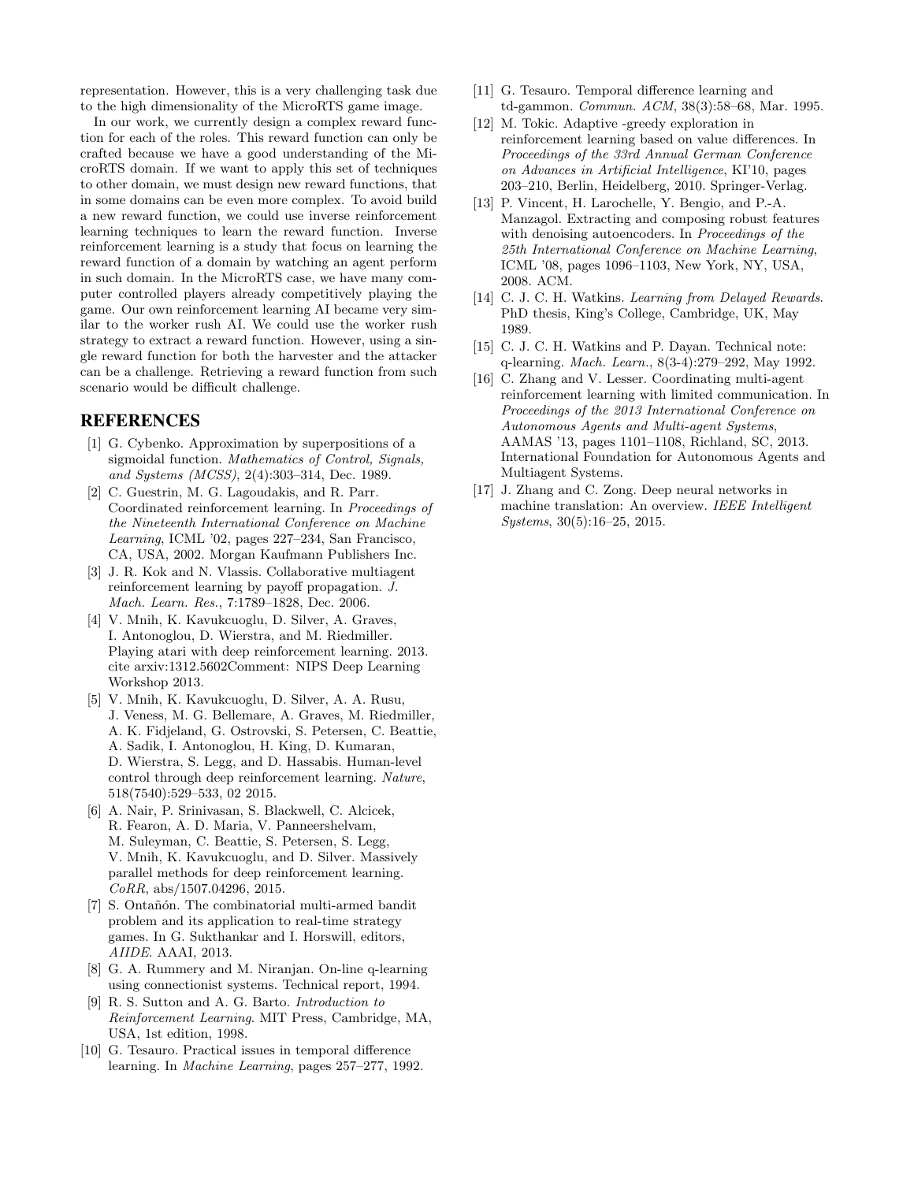representation. However, this is a very challenging task due to the high dimensionality of the MicroRTS game image.

In our work, we currently design a complex reward function for each of the roles. This reward function can only be crafted because we have a good understanding of the MicroRTS domain. If we want to apply this set of techniques to other domain, we must design new reward functions, that in some domains can be even more complex. To avoid build a new reward function, we could use inverse reinforcement learning techniques to learn the reward function. Inverse reinforcement learning is a study that focus on learning the reward function of a domain by watching an agent perform in such domain. In the MicroRTS case, we have many computer controlled players already competitively playing the game. Our own reinforcement learning AI became very similar to the worker rush AI. We could use the worker rush strategy to extract a reward function. However, using a single reward function for both the harvester and the attacker can be a challenge. Retrieving a reward function from such scenario would be difficult challenge.

## REFERENCES

[1] G. Cybenko. Approximation by superpositions of a sigmoidal function. *Mathematics of Control, Signals, and Systems (MCSS)*, 2(4):303–314, Dec. 1989.

[2] C. Guestrin, M. G. Lagoudakis, and R. Parr. Coordinated reinforcement learning. In *Proceedings of the Nineteenth International Conference on Machine Learning*, ICML '02, pages 227–234, San Francisco, CA, USA, 2002. Morgan Kaufmann Publishers Inc.

[3] J. R. Kok and N. Vlassis. Collaborative multiagent reinforcement learning by payoff propagation. *J. Mach. Learn. Res.*, 7:1789–1828, Dec. 2006.

[4] V. Mnih, K. Kavukcuoglu, D. Silver, A. Graves, I. Antonoglou, D. Wierstra, and M. Riedmiller. Playing atari with deep reinforcement learning. 2013. cite arxiv:1312.5602Comment: NIPS Deep Learning Workshop 2013.

[5] V. Mnih, K. Kavukcuoglu, D. Silver, A. A. Rusu, J. Veness, M. G. Bellemare, A. Graves, M. Riedmiller, A. K. Fidjeland, G. Ostrovski, S. Petersen, C. Beattie, A. Sadik, I. Antonoglou, H. King, D. Kumaran, D. Wierstra, S. Legg, and D. Hassabis. Human-level control through deep reinforcement learning. *Nature*, 518(7540):529–533, 02 2015.

[6] A. Nair, P. Srinivasan, S. Blackwell, C. Alcicek, R. Fearon, A. D. Maria, V. Panneershelvam, M. Suleyman, C. Beattie, S. Petersen, S. Legg, V. Mnih, K. Kavukcuoglu, and D. Silver. Massively parallel methods for deep reinforcement learning. *CoRR*, abs/1507.04296, 2015.

[7] S. Ontañón. The combinatorial multi-armed bandit problem and its application to real-time strategy games. In G. Sukthankar and I. Horswill, editors, *AIIDE*. AAAI, 2013.

[8] G. A. Rummery and M. Niranjan. On-line q-learning using connectionist systems. Technical report, 1994.

[9] R. S. Sutton and A. G. Barto. *Introduction to Reinforcement Learning*. MIT Press, Cambridge, MA, USA, 1st edition, 1998.

[10] G. Tesauro. Practical issues in temporal difference learning. In *Machine Learning*, pages 257–277, 1992.

[11] G. Tesauro. Temporal difference learning and td-gammon. *Commun. ACM*, 38(3):58–68, Mar. 1995.

[12] M. Tokic. Adaptive -greedy exploration in reinforcement learning based on value differences. In *Proceedings of the 33rd Annual German Conference on Advances in Artificial Intelligence*, KI'10, pages 203–210, Berlin, Heidelberg, 2010. Springer-Verlag.

[13] P. Vincent, H. Larochelle, Y. Bengio, and P.-A. Manzagol. Extracting and composing robust features with denoising autoencoders. In *Proceedings of the 25th International Conference on Machine Learning*, ICML '08, pages 1096–1103, New York, NY, USA, 2008. ACM.

[14] C. J. C. H. Watkins. *Learning from Delayed Rewards*. PhD thesis, King's College, Cambridge, UK, May 1989.

[15] C. J. C. H. Watkins and P. Dayan. Technical note: q-learning. *Mach. Learn.*, 8(3-4):279–292, May 1992.

[16] C. Zhang and V. Lesser. Coordinating multi-agent reinforcement learning with limited communication. In *Proceedings of the 2013 International Conference on Autonomous Agents and Multi-agent Systems*, AAMAS '13, pages 1101–1108, Richland, SC, 2013. International Foundation for Autonomous Agents and Multiagent Systems.

[17] J. Zhang and C. Zong. Deep neural networks in machine translation: An overview. *IEEE Intelligent Systems*, 30(5):16–25, 2015.